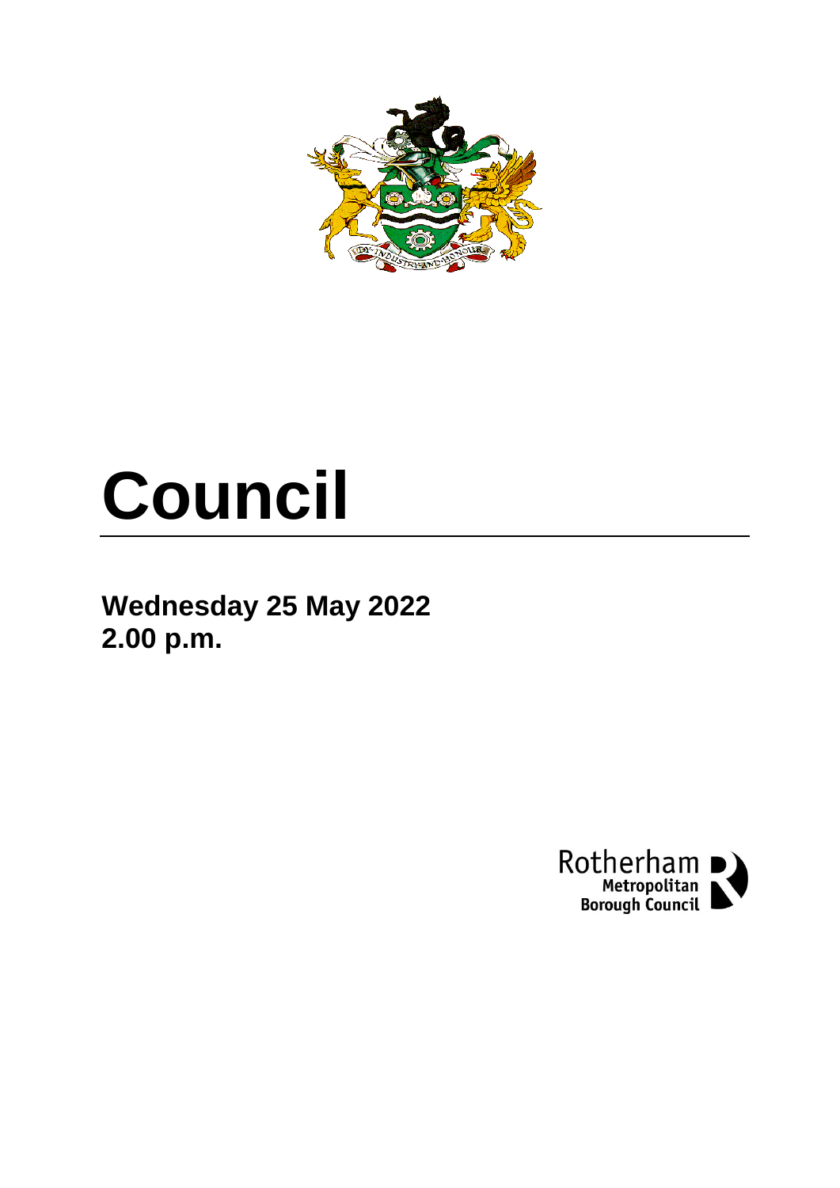# Council

**Wednesday 25 May 2022**
**2.00 p.m.**

Rotherham Metropolitan Borough Council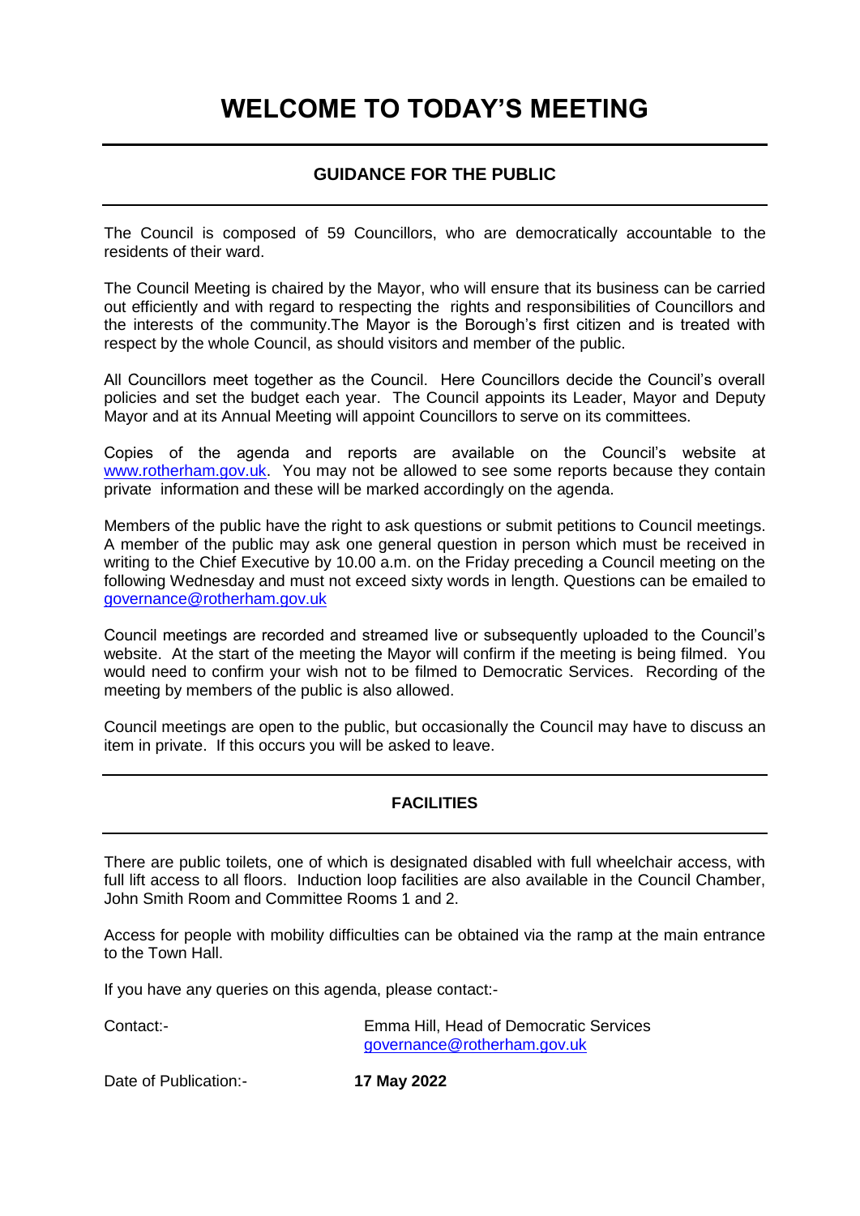# WELCOME TO TODAY'S MEETING

## GUIDANCE FOR THE PUBLIC

The Council is composed of 59 Councillors, who are democratically accountable to the residents of their ward.

The Council Meeting is chaired by the Mayor, who will ensure that its business can be carried out efficiently and with regard to respecting the rights and responsibilities of Councillors and the interests of the community.The Mayor is the Borough's first citizen and is treated with respect by the whole Council, as should visitors and member of the public.

All Councillors meet together as the Council. Here Councillors decide the Council's overall policies and set the budget each year. The Council appoints its Leader, Mayor and Deputy Mayor and at its Annual Meeting will appoint Councillors to serve on its committees.

Copies of the agenda and reports are available on the Council's website at www.rotherham.gov.uk. You may not be allowed to see some reports because they contain private information and these will be marked accordingly on the agenda.

Members of the public have the right to ask questions or submit petitions to Council meetings. A member of the public may ask one general question in person which must be received in writing to the Chief Executive by 10.00 a.m. on the Friday preceding a Council meeting on the following Wednesday and must not exceed sixty words in length. Questions can be emailed to governance@rotherham.gov.uk

Council meetings are recorded and streamed live or subsequently uploaded to the Council's website. At the start of the meeting the Mayor will confirm if the meeting is being filmed. You would need to confirm your wish not to be filmed to Democratic Services. Recording of the meeting by members of the public is also allowed.

Council meetings are open to the public, but occasionally the Council may have to discuss an item in private. If this occurs you will be asked to leave.

## FACILITIES

There are public toilets, one of which is designated disabled with full wheelchair access, with full lift access to all floors. Induction loop facilities are also available in the Council Chamber, John Smith Room and Committee Rooms 1 and 2.

Access for people with mobility difficulties can be obtained via the ramp at the main entrance to the Town Hall.

If you have any queries on this agenda, please contact:-

Contact:- Emma Hill, Head of Democratic Services
governance@rotherham.gov.uk

Date of Publication:- **17 May 2022**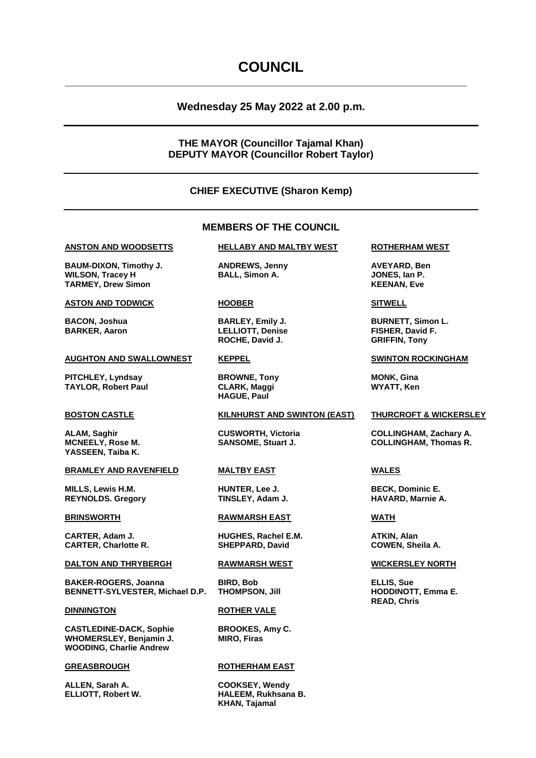# COUNCIL

## Wednesday 25 May 2022 at 2.00 p.m.

**THE MAYOR (Councillor Tajamal Khan)**
**DEPUTY MAYOR (Councillor Robert Taylor)**

**CHIEF EXECUTIVE (Sharon Kemp)**

## MEMBERS OF THE COUNCIL

**ANSTON AND WOODSETTS**

**BAUM-DIXON, Timothy J.**
**WILSON, Tracey H**
**TARMEY, Drew Simon**

**ASTON AND TODWICK**

**BACON, Joshua**
**BARKER, Aaron**

**AUGHTON AND SWALLOWNEST**

**PITCHLEY, Lyndsay**
**TAYLOR, Robert Paul**

**BOSTON CASTLE**

**ALAM, Saghir**
**MCNEELY, Rose M.**
**YASSEEN, Taiba K.**

**BRAMLEY AND RAVENFIELD**

**MILLS, Lewis H.M.**
**REYNOLDS. Gregory**

**BRINSWORTH**

**CARTER, Adam J.**
**CARTER, Charlotte R.**

**DALTON AND THRYBERGH**

**BAKER-ROGERS, Joanna**
**BENNETT-SYLVESTER, Michael D.P.**

**DINNINGTON**

**CASTLEDINE-DACK, Sophie**
**WHOMERSLEY, Benjamin J.**
**WOODING, Charlie Andrew**

**GREASBROUGH**

**ALLEN, Sarah A.**
**ELLIOTT, Robert W.**

**HELLABY AND MALTBY WEST**

**ANDREWS, Jenny**
**BALL, Simon A.**

**HOOBER**

**BARLEY, Emily J.**
**LELLIOTT, Denise**
**ROCHE, David J.**

**KEPPEL**

**BROWNE, Tony**
**CLARK, Maggi**
**HAGUE, Paul**

**KILNHURST AND SWINTON (EAST)**

**CUSWORTH, Victoria**
**SANSOME, Stuart J.**

**MALTBY EAST**

**HUNTER, Lee J.**
**TINSLEY, Adam J.**

**RAWMARSH EAST**

**HUGHES, Rachel E.M.**
**SHEPPARD, David**

**RAWMARSH WEST**

**BIRD, Bob**
**THOMPSON, Jill**

**ROTHER VALE**

**BROOKES, Amy C.**
**MIRO, Firas**

**ROTHERHAM EAST**

**COOKSEY, Wendy**
**HALEEM, Rukhsana B.**
**KHAN, Tajamal**

**ROTHERHAM WEST**

**AVEYARD, Ben**
**JONES, Ian P.**
**KEENAN, Eve**

**SITWELL**

**BURNETT, Simon L.**
**FISHER, David F.**
**GRIFFIN, Tony**

**SWINTON ROCKINGHAM**

**MONK, Gina**
**WYATT, Ken**

**THURCROFT & WICKERSLEY**

**COLLINGHAM, Zachary A.**
**COLLINGHAM, Thomas R.**

**WALES**

**BECK, Dominic E.**
**HAVARD, Marnie A.**

**WATH**

**ATKIN, Alan**
**COWEN, Sheila A.**

**WICKERSLEY NORTH**

**ELLIS, Sue**
**HODDINOTT, Emma E.**
**READ, Chris**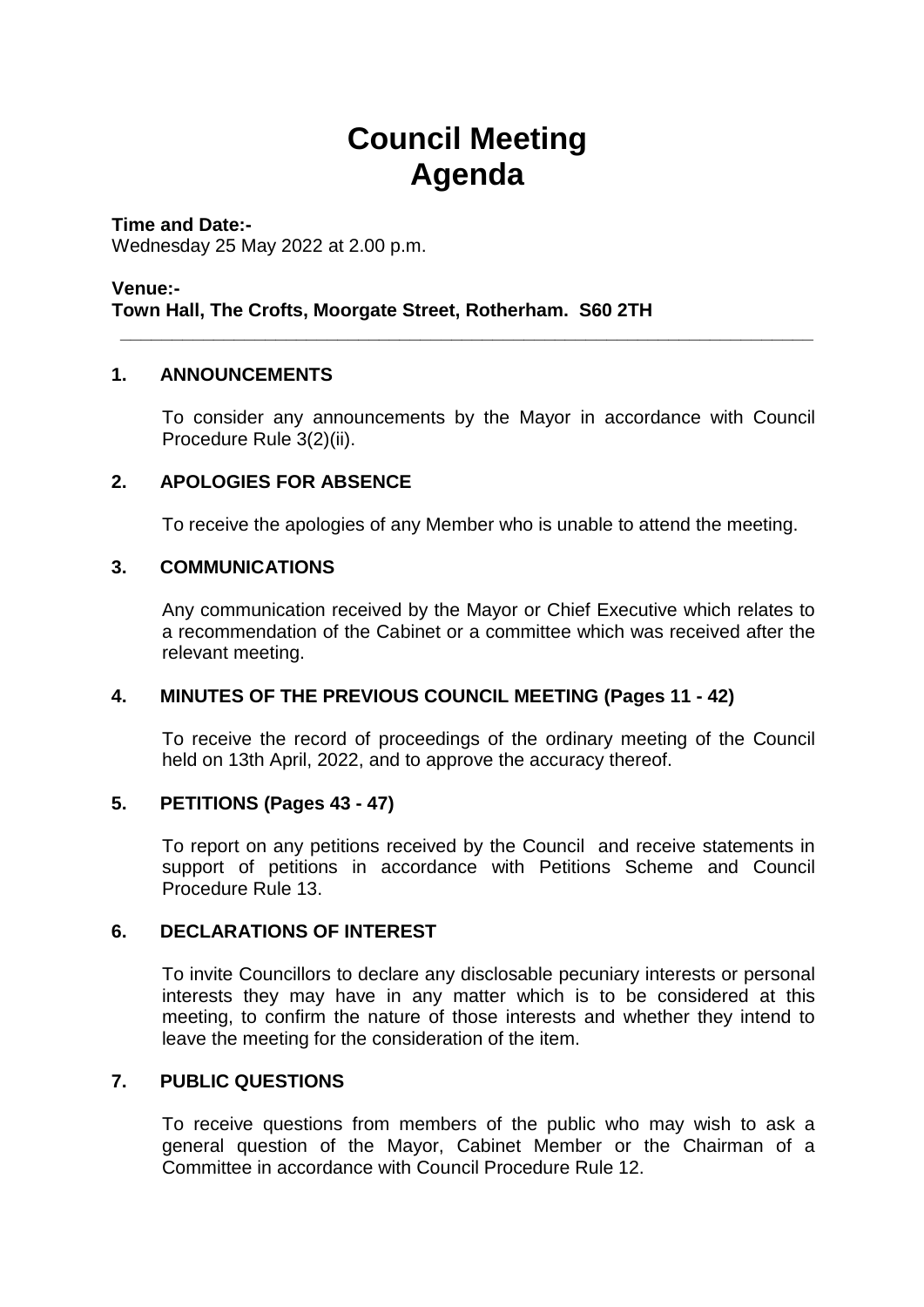# Council Meeting Agenda

**Time and Date:-**
Wednesday 25 May 2022 at 2.00 p.m.

**Venue:-**
**Town Hall, The Crofts, Moorgate Street, Rotherham. S60 2TH**

---

### 1. ANNOUNCEMENTS

To consider any announcements by the Mayor in accordance with Council Procedure Rule 3(2)(ii).

### 2. APOLOGIES FOR ABSENCE

To receive the apologies of any Member who is unable to attend the meeting.

### 3. COMMUNICATIONS

Any communication received by the Mayor or Chief Executive which relates to a recommendation of the Cabinet or a committee which was received after the relevant meeting.

### 4. MINUTES OF THE PREVIOUS COUNCIL MEETING (Pages 11 - 42)

To receive the record of proceedings of the ordinary meeting of the Council held on 13th April, 2022, and to approve the accuracy thereof.

### 5. PETITIONS (Pages 43 - 47)

To report on any petitions received by the Council and receive statements in support of petitions in accordance with Petitions Scheme and Council Procedure Rule 13.

### 6. DECLARATIONS OF INTEREST

To invite Councillors to declare any disclosable pecuniary interests or personal interests they may have in any matter which is to be considered at this meeting, to confirm the nature of those interests and whether they intend to leave the meeting for the consideration of the item.

### 7. PUBLIC QUESTIONS

To receive questions from members of the public who may wish to ask a general question of the Mayor, Cabinet Member or the Chairman of a Committee in accordance with Council Procedure Rule 12.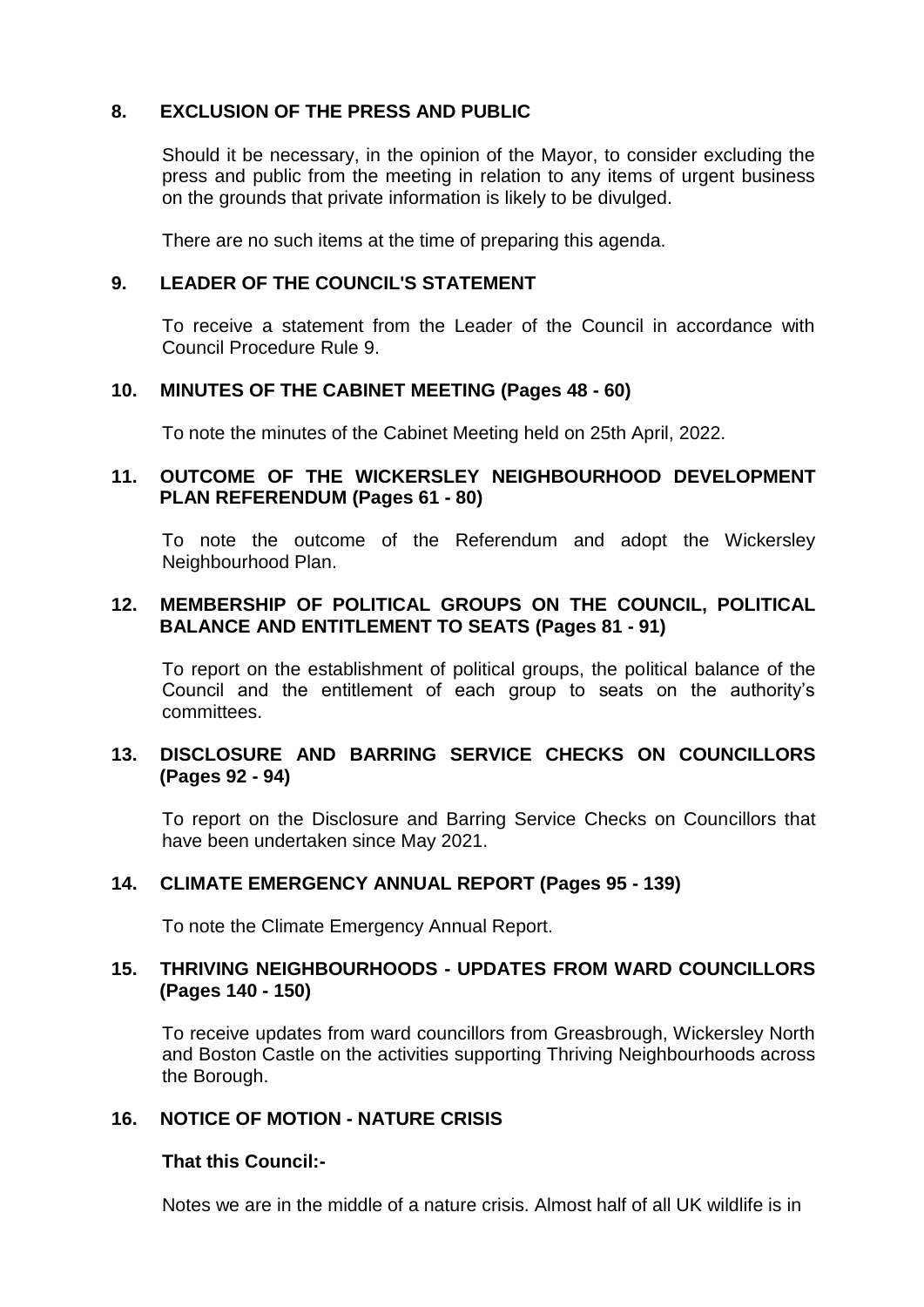## 8. EXCLUSION OF THE PRESS AND PUBLIC

Should it be necessary, in the opinion of the Mayor, to consider excluding the press and public from the meeting in relation to any items of urgent business on the grounds that private information is likely to be divulged.

There are no such items at the time of preparing this agenda.

## 9. LEADER OF THE COUNCIL'S STATEMENT

To receive a statement from the Leader of the Council in accordance with Council Procedure Rule 9.

## 10. MINUTES OF THE CABINET MEETING (Pages 48 - 60)

To note the minutes of the Cabinet Meeting held on 25th April, 2022.

## 11. OUTCOME OF THE WICKERSLEY NEIGHBOURHOOD DEVELOPMENT PLAN REFERENDUM (Pages 61 - 80)

To note the outcome of the Referendum and adopt the Wickersley Neighbourhood Plan.

## 12. MEMBERSHIP OF POLITICAL GROUPS ON THE COUNCIL, POLITICAL BALANCE AND ENTITLEMENT TO SEATS (Pages 81 - 91)

To report on the establishment of political groups, the political balance of the Council and the entitlement of each group to seats on the authority's committees.

## 13. DISCLOSURE AND BARRING SERVICE CHECKS ON COUNCILLORS (Pages 92 - 94)

To report on the Disclosure and Barring Service Checks on Councillors that have been undertaken since May 2021.

## 14. CLIMATE EMERGENCY ANNUAL REPORT (Pages 95 - 139)

To note the Climate Emergency Annual Report.

## 15. THRIVING NEIGHBOURHOODS - UPDATES FROM WARD COUNCILLORS (Pages 140 - 150)

To receive updates from ward councillors from Greasbrough, Wickersley North and Boston Castle on the activities supporting Thriving Neighbourhoods across the Borough.

## 16. NOTICE OF MOTION - NATURE CRISIS

**That this Council:-**

Notes we are in the middle of a nature crisis. Almost half of all UK wildlife is in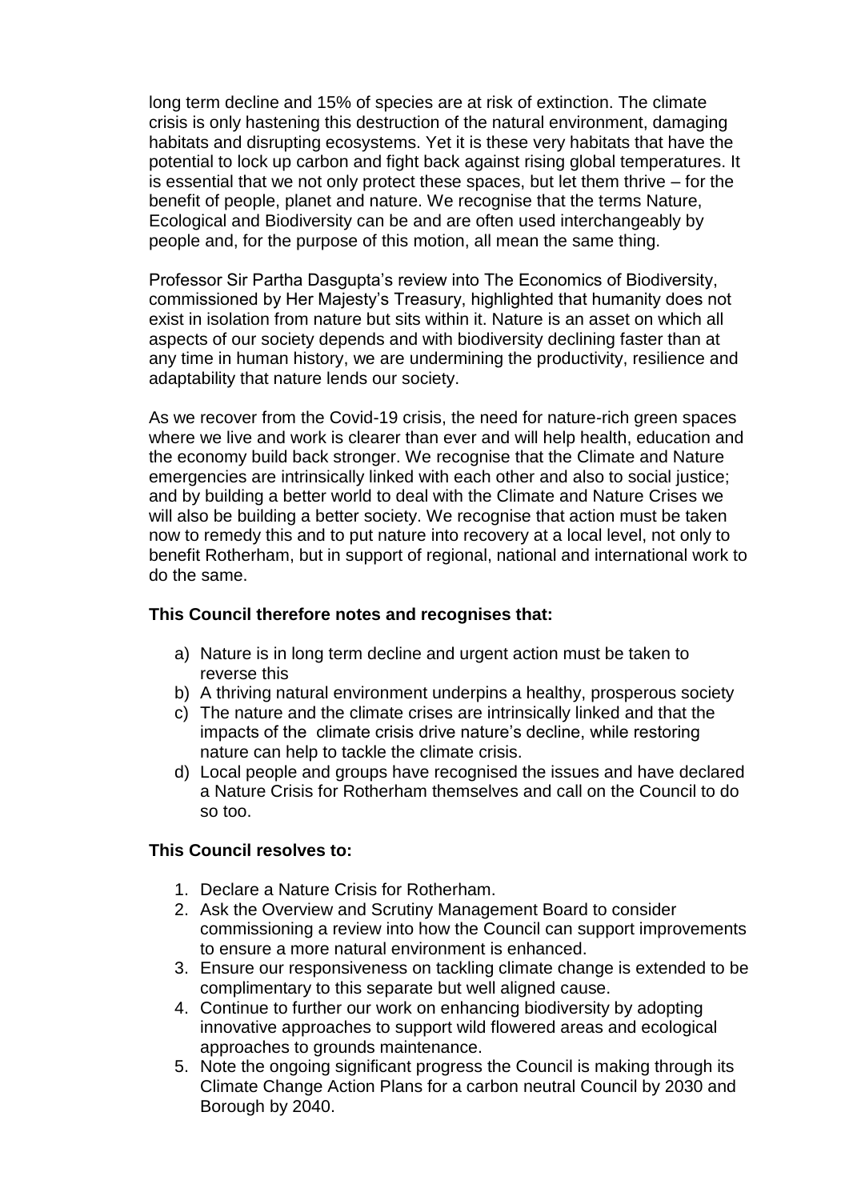long term decline and 15% of species are at risk of extinction. The climate crisis is only hastening this destruction of the natural environment, damaging habitats and disrupting ecosystems. Yet it is these very habitats that have the potential to lock up carbon and fight back against rising global temperatures. It is essential that we not only protect these spaces, but let them thrive – for the benefit of people, planet and nature. We recognise that the terms Nature, Ecological and Biodiversity can be and are often used interchangeably by people and, for the purpose of this motion, all mean the same thing.

Professor Sir Partha Dasgupta's review into The Economics of Biodiversity, commissioned by Her Majesty's Treasury, highlighted that humanity does not exist in isolation from nature but sits within it. Nature is an asset on which all aspects of our society depends and with biodiversity declining faster than at any time in human history, we are undermining the productivity, resilience and adaptability that nature lends our society.

As we recover from the Covid-19 crisis, the need for nature-rich green spaces where we live and work is clearer than ever and will help health, education and the economy build back stronger. We recognise that the Climate and Nature emergencies are intrinsically linked with each other and also to social justice; and by building a better world to deal with the Climate and Nature Crises we will also be building a better society. We recognise that action must be taken now to remedy this and to put nature into recovery at a local level, not only to benefit Rotherham, but in support of regional, national and international work to do the same.

**This Council therefore notes and recognises that:**

a) Nature is in long term decline and urgent action must be taken to reverse this
b) A thriving natural environment underpins a healthy, prosperous society
c) The nature and the climate crises are intrinsically linked and that the impacts of the climate crisis drive nature's decline, while restoring nature can help to tackle the climate crisis.
d) Local people and groups have recognised the issues and have declared a Nature Crisis for Rotherham themselves and call on the Council to do so too.

**This Council resolves to:**

1. Declare a Nature Crisis for Rotherham.
2. Ask the Overview and Scrutiny Management Board to consider commissioning a review into how the Council can support improvements to ensure a more natural environment is enhanced.
3. Ensure our responsiveness on tackling climate change is extended to be complimentary to this separate but well aligned cause.
4. Continue to further our work on enhancing biodiversity by adopting innovative approaches to support wild flowered areas and ecological approaches to grounds maintenance.
5. Note the ongoing significant progress the Council is making through its Climate Change Action Plans for a carbon neutral Council by 2030 and Borough by 2040.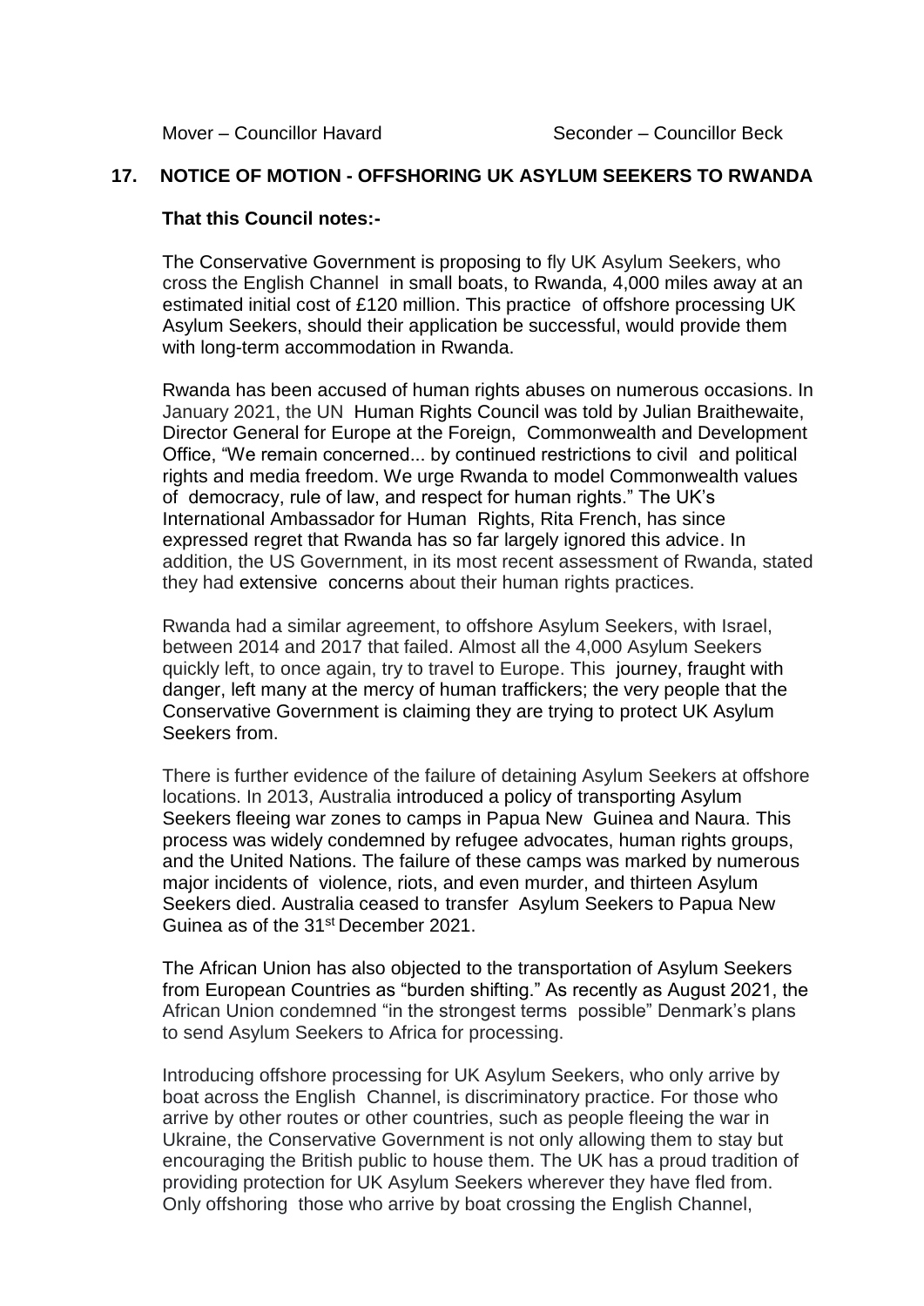Mover – Councillor Havard Seconder – Councillor Beck

## 17. NOTICE OF MOTION - OFFSHORING UK ASYLUM SEEKERS TO RWANDA

**That this Council notes:-**

The Conservative Government is proposing to fly UK Asylum Seekers, who cross the English Channel in small boats, to Rwanda, 4,000 miles away at an estimated initial cost of £120 million. This practice of offshore processing UK Asylum Seekers, should their application be successful, would provide them with long-term accommodation in Rwanda.

Rwanda has been accused of human rights abuses on numerous occasions. In January 2021, the UN Human Rights Council was told by Julian Braithewaite, Director General for Europe at the Foreign, Commonwealth and Development Office, "We remain concerned... by continued restrictions to civil and political rights and media freedom. We urge Rwanda to model Commonwealth values of democracy, rule of law, and respect for human rights." The UK's International Ambassador for Human Rights, Rita French, has since expressed regret that Rwanda has so far largely ignored this advice. In addition, the US Government, in its most recent assessment of Rwanda, stated they had extensive concerns about their human rights practices.

Rwanda had a similar agreement, to offshore Asylum Seekers, with Israel, between 2014 and 2017 that failed. Almost all the 4,000 Asylum Seekers quickly left, to once again, try to travel to Europe. This journey, fraught with danger, left many at the mercy of human traffickers; the very people that the Conservative Government is claiming they are trying to protect UK Asylum Seekers from.

There is further evidence of the failure of detaining Asylum Seekers at offshore locations. In 2013, Australia introduced a policy of transporting Asylum Seekers fleeing war zones to camps in Papua New Guinea and Naura. This process was widely condemned by refugee advocates, human rights groups, and the United Nations. The failure of these camps was marked by numerous major incidents of violence, riots, and even murder, and thirteen Asylum Seekers died. Australia ceased to transfer Asylum Seekers to Papua New Guinea as of the 31st December 2021.

The African Union has also objected to the transportation of Asylum Seekers from European Countries as "burden shifting." As recently as August 2021, the African Union condemned "in the strongest terms possible" Denmark's plans to send Asylum Seekers to Africa for processing.

Introducing offshore processing for UK Asylum Seekers, who only arrive by boat across the English Channel, is discriminatory practice. For those who arrive by other routes or other countries, such as people fleeing the war in Ukraine, the Conservative Government is not only allowing them to stay but encouraging the British public to house them. The UK has a proud tradition of providing protection for UK Asylum Seekers wherever they have fled from. Only offshoring those who arrive by boat crossing the English Channel,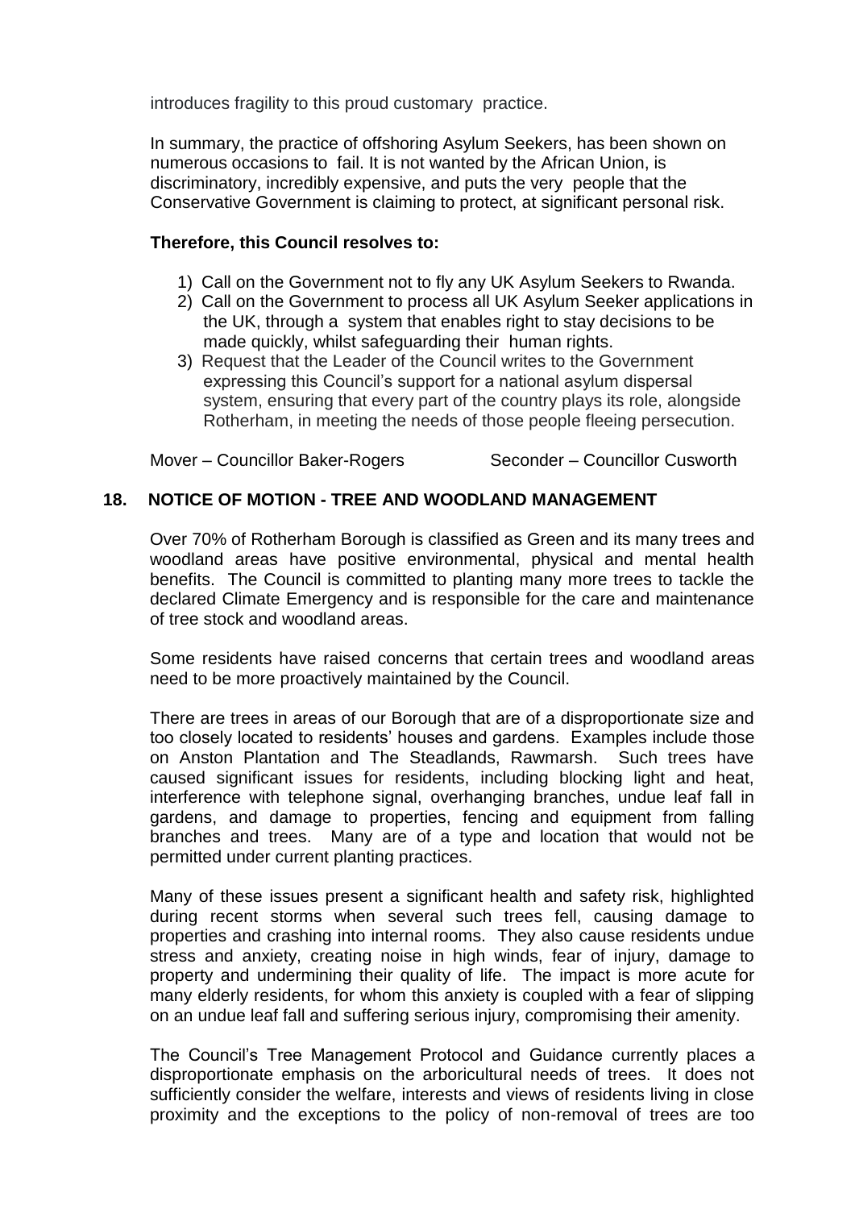introduces fragility to this proud customary practice.

In summary, the practice of offshoring Asylum Seekers, has been shown on numerous occasions to fail. It is not wanted by the African Union, is discriminatory, incredibly expensive, and puts the very people that the Conservative Government is claiming to protect, at significant personal risk.

**Therefore, this Council resolves to:**

1) Call on the Government not to fly any UK Asylum Seekers to Rwanda.
2) Call on the Government to process all UK Asylum Seeker applications in the UK, through a system that enables right to stay decisions to be made quickly, whilst safeguarding their human rights.
3) Request that the Leader of the Council writes to the Government expressing this Council's support for a national asylum dispersal system, ensuring that every part of the country plays its role, alongside Rotherham, in meeting the needs of those people fleeing persecution.

Mover – Councillor Baker-Rogers Seconder – Councillor Cusworth

## 18. NOTICE OF MOTION - TREE AND WOODLAND MANAGEMENT

Over 70% of Rotherham Borough is classified as Green and its many trees and woodland areas have positive environmental, physical and mental health benefits. The Council is committed to planting many more trees to tackle the declared Climate Emergency and is responsible for the care and maintenance of tree stock and woodland areas.

Some residents have raised concerns that certain trees and woodland areas need to be more proactively maintained by the Council.

There are trees in areas of our Borough that are of a disproportionate size and too closely located to residents' houses and gardens. Examples include those on Anston Plantation and The Steadlands, Rawmarsh. Such trees have caused significant issues for residents, including blocking light and heat, interference with telephone signal, overhanging branches, undue leaf fall in gardens, and damage to properties, fencing and equipment from falling branches and trees. Many are of a type and location that would not be permitted under current planting practices.

Many of these issues present a significant health and safety risk, highlighted during recent storms when several such trees fell, causing damage to properties and crashing into internal rooms. They also cause residents undue stress and anxiety, creating noise in high winds, fear of injury, damage to property and undermining their quality of life. The impact is more acute for many elderly residents, for whom this anxiety is coupled with a fear of slipping on an undue leaf fall and suffering serious injury, compromising their amenity.

The Council's Tree Management Protocol and Guidance currently places a disproportionate emphasis on the arboricultural needs of trees. It does not sufficiently consider the welfare, interests and views of residents living in close proximity and the exceptions to the policy of non-removal of trees are too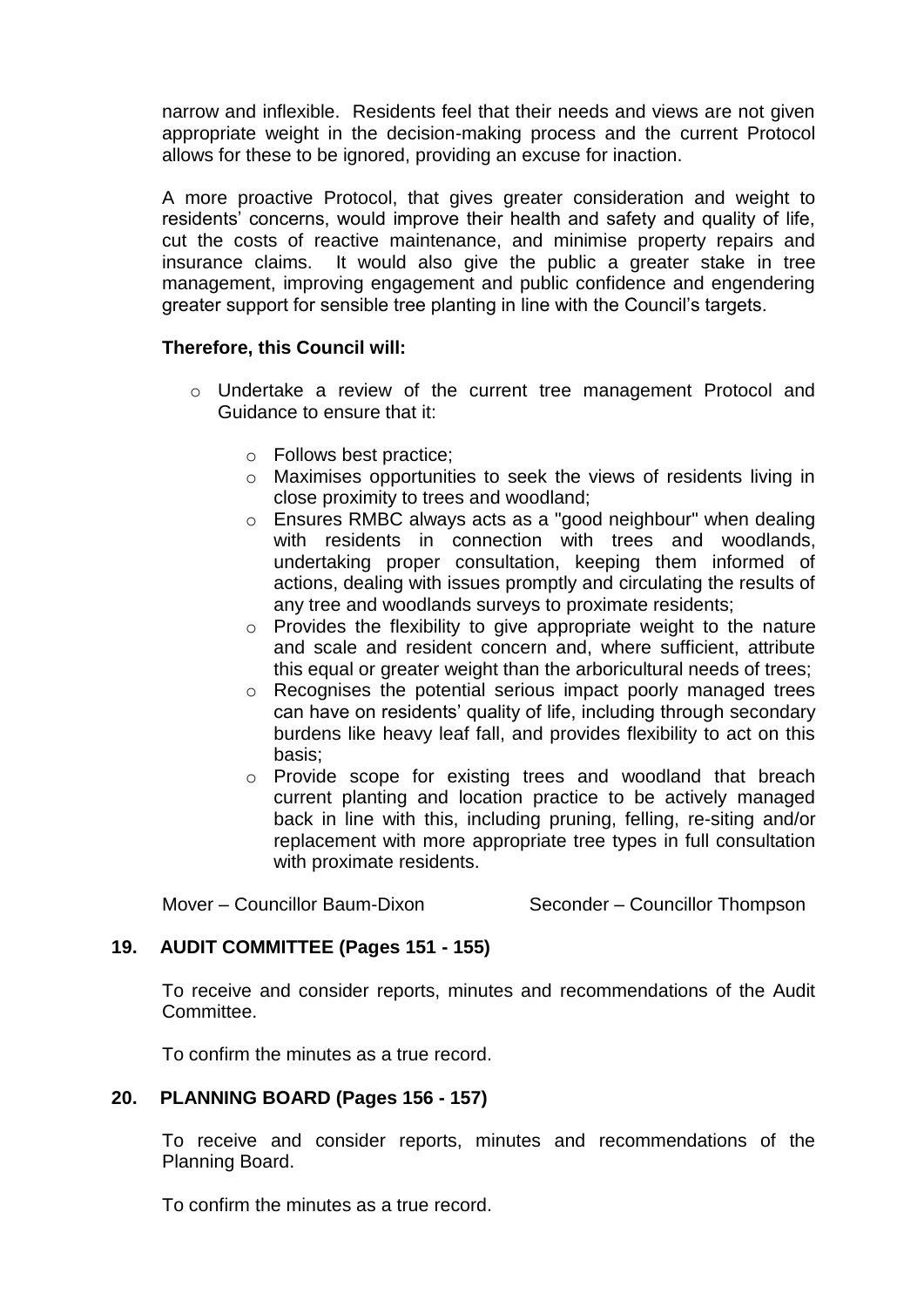narrow and inflexible. Residents feel that their needs and views are not given appropriate weight in the decision-making process and the current Protocol allows for these to be ignored, providing an excuse for inaction.

A more proactive Protocol, that gives greater consideration and weight to residents' concerns, would improve their health and safety and quality of life, cut the costs of reactive maintenance, and minimise property repairs and insurance claims. It would also give the public a greater stake in tree management, improving engagement and public confidence and engendering greater support for sensible tree planting in line with the Council's targets.

**Therefore, this Council will:**

- Undertake a review of the current tree management Protocol and Guidance to ensure that it:
  - Follows best practice;
  - Maximises opportunities to seek the views of residents living in close proximity to trees and woodland;
  - Ensures RMBC always acts as a "good neighbour" when dealing with residents in connection with trees and woodlands, undertaking proper consultation, keeping them informed of actions, dealing with issues promptly and circulating the results of any tree and woodlands surveys to proximate residents;
  - Provides the flexibility to give appropriate weight to the nature and scale and resident concern and, where sufficient, attribute this equal or greater weight than the arboricultural needs of trees;
  - Recognises the potential serious impact poorly managed trees can have on residents' quality of life, including through secondary burdens like heavy leaf fall, and provides flexibility to act on this basis;
  - Provide scope for existing trees and woodland that breach current planting and location practice to be actively managed back in line with this, including pruning, felling, re-siting and/or replacement with more appropriate tree types in full consultation with proximate residents.

Mover – Councillor Baum-Dixon Seconder – Councillor Thompson

## 19. AUDIT COMMITTEE (Pages 151 - 155)

To receive and consider reports, minutes and recommendations of the Audit Committee.

To confirm the minutes as a true record.

## 20. PLANNING BOARD (Pages 156 - 157)

To receive and consider reports, minutes and recommendations of the Planning Board.

To confirm the minutes as a true record.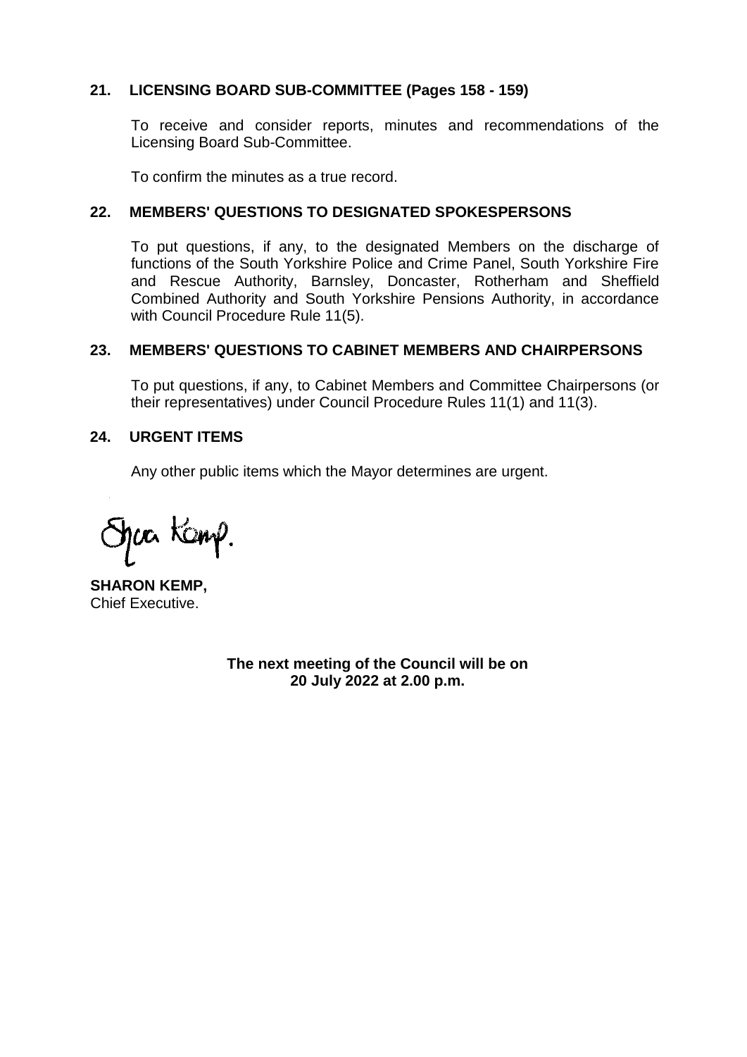## 21. LICENSING BOARD SUB-COMMITTEE (Pages 158 - 159)

To receive and consider reports, minutes and recommendations of the Licensing Board Sub-Committee.

To confirm the minutes as a true record.

## 22. MEMBERS' QUESTIONS TO DESIGNATED SPOKESPERSONS

To put questions, if any, to the designated Members on the discharge of functions of the South Yorkshire Police and Crime Panel, South Yorkshire Fire and Rescue Authority, Barnsley, Doncaster, Rotherham and Sheffield Combined Authority and South Yorkshire Pensions Authority, in accordance with Council Procedure Rule 11(5).

## 23. MEMBERS' QUESTIONS TO CABINET MEMBERS AND CHAIRPERSONS

To put questions, if any, to Cabinet Members and Committee Chairpersons (or their representatives) under Council Procedure Rules 11(1) and 11(3).

## 24. URGENT ITEMS

Any other public items which the Mayor determines are urgent.

**SHARON KEMP,**
Chief Executive.

**The next meeting of the Council will be on 20 July 2022 at 2.00 p.m.**